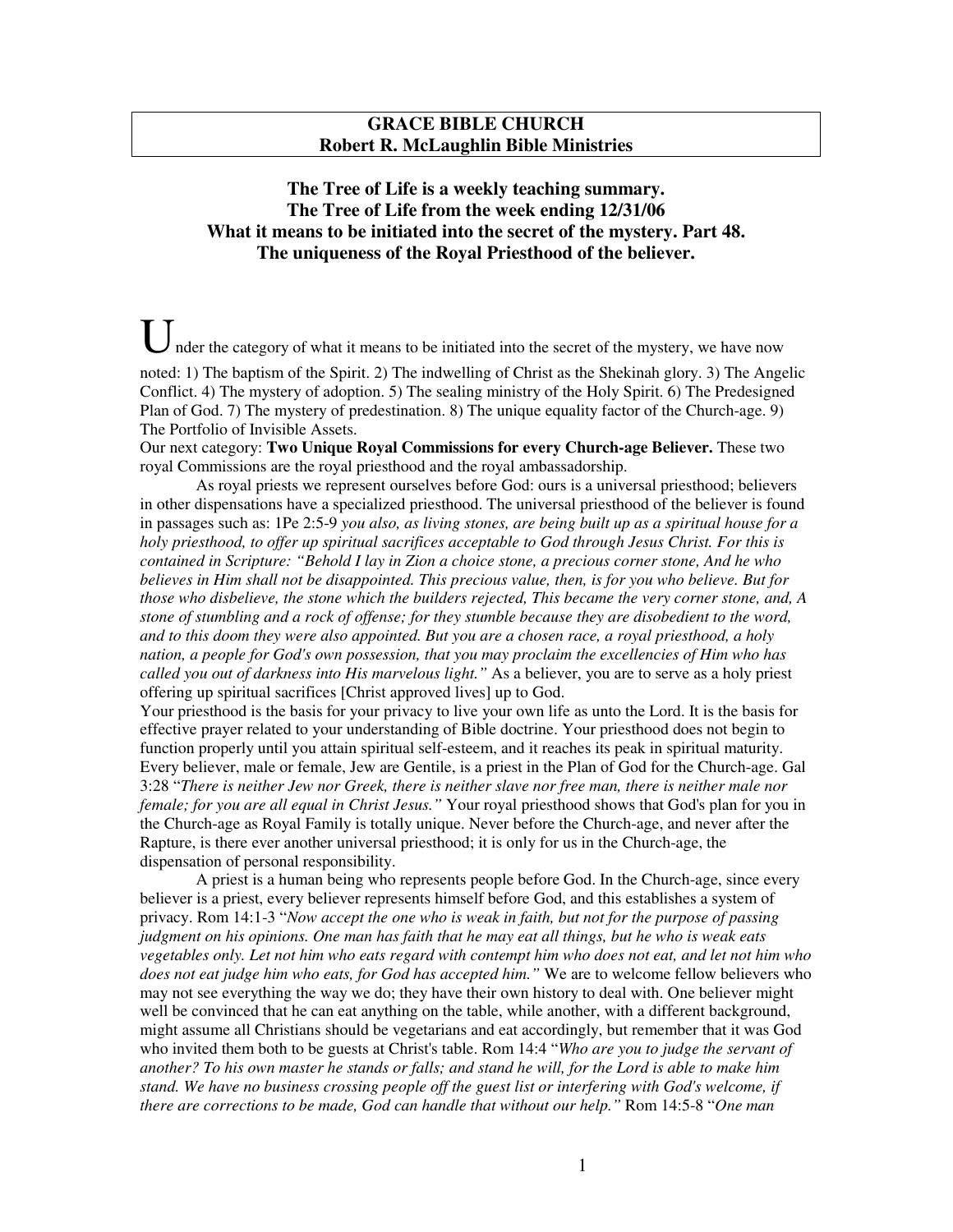**GRACE BIBLE CHURCH**
**Robert R. McLaughlin Bible Ministries**

## The Tree of Life is a weekly teaching summary.
## The Tree of Life from the week ending 12/31/06
## What it means to be initiated into the secret of the mystery. Part 48.
## The uniqueness of the Royal Priesthood of the believer.

Under the category of what it means to be initiated into the secret of the mystery, we have now noted: 1) The baptism of the Spirit. 2) The indwelling of Christ as the Shekinah glory. 3) The Angelic Conflict. 4) The mystery of adoption. 5) The sealing ministry of the Holy Spirit. 6) The Predesigned Plan of God. 7) The mystery of predestination. 8) The unique equality factor of the Church-age. 9) The Portfolio of Invisible Assets.

Our next category: **Two Unique Royal Commissions for every Church-age Believer.** These two royal Commissions are the royal priesthood and the royal ambassadorship.

As royal priests we represent ourselves before God: ours is a universal priesthood; believers in other dispensations have a specialized priesthood. The universal priesthood of the believer is found in passages such as: 1Pe 2:5-9 *you also, as living stones, are being built up as a spiritual house for a holy priesthood, to offer up spiritual sacrifices acceptable to God through Jesus Christ. For this is contained in Scripture: "Behold I lay in Zion a choice stone, a precious corner stone, And he who believes in Him shall not be disappointed. This precious value, then, is for you who believe. But for those who disbelieve, the stone which the builders rejected, This became the very corner stone, and, A stone of stumbling and a rock of offense; for they stumble because they are disobedient to the word, and to this doom they were also appointed. But you are a chosen race, a royal priesthood, a holy nation, a people for God's own possession, that you may proclaim the excellencies of Him who has called you out of darkness into His marvelous light."* As a believer, you are to serve as a holy priest offering up spiritual sacrifices [Christ approved lives] up to God.

Your priesthood is the basis for your privacy to live your own life as unto the Lord. It is the basis for effective prayer related to your understanding of Bible doctrine. Your priesthood does not begin to function properly until you attain spiritual self-esteem, and it reaches its peak in spiritual maturity. Every believer, male or female, Jew are Gentile, is a priest in the Plan of God for the Church-age. Gal 3:28 "*There is neither Jew nor Greek, there is neither slave nor free man, there is neither male nor female; for you are all equal in Christ Jesus.*" Your royal priesthood shows that God's plan for you in the Church-age as Royal Family is totally unique. Never before the Church-age, and never after the Rapture, is there ever another universal priesthood; it is only for us in the Church-age, the dispensation of personal responsibility.

A priest is a human being who represents people before God. In the Church-age, since every believer is a priest, every believer represents himself before God, and this establishes a system of privacy. Rom 14:1-3 "*Now accept the one who is weak in faith, but not for the purpose of passing judgment on his opinions. One man has faith that he may eat all things, but he who is weak eats vegetables only. Let not him who eats regard with contempt him who does not eat, and let not him who does not eat judge him who eats, for God has accepted him.*" We are to welcome fellow believers who may not see everything the way we do; they have their own history to deal with. One believer might well be convinced that he can eat anything on the table, while another, with a different background, might assume all Christians should be vegetarians and eat accordingly, but remember that it was God who invited them both to be guests at Christ's table. Rom 14:4 "*Who are you to judge the servant of another? To his own master he stands or falls; and stand he will, for the Lord is able to make him stand. We have no business crossing people off the guest list or interfering with God's welcome, if there are corrections to be made, God can handle that without our help.*" Rom 14:5-8 "*One man*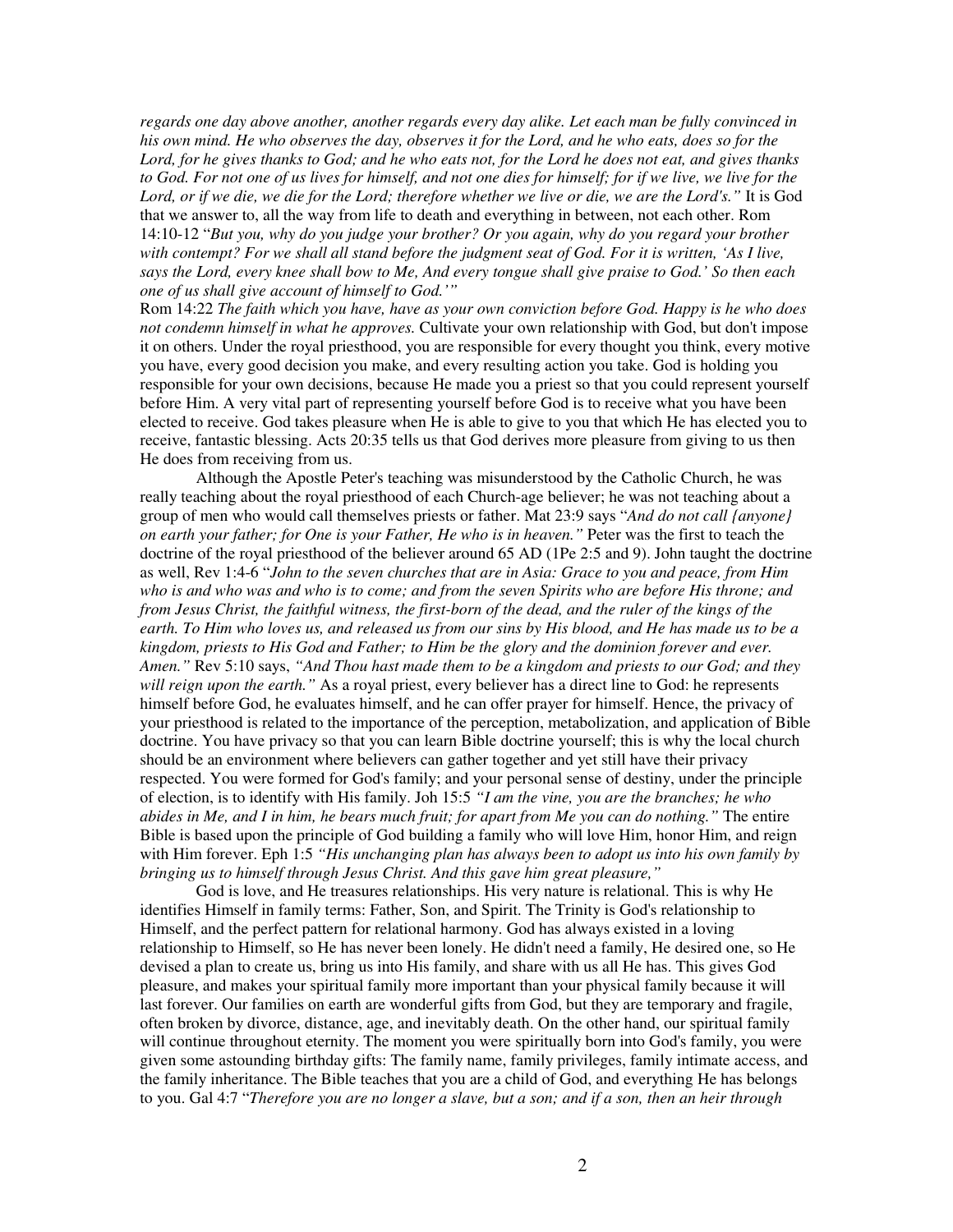*regards one day above another, another regards every day alike. Let each man be fully convinced in his own mind. He who observes the day, observes it for the Lord, and he who eats, does so for the Lord, for he gives thanks to God; and he who eats not, for the Lord he does not eat, and gives thanks to God. For not one of us lives for himself, and not one dies for himself; for if we live, we live for the Lord, or if we die, we die for the Lord; therefore whether we live or die, we are the Lord's."* It is God that we answer to, all the way from life to death and everything in between, not each other. Rom 14:10-12 "*But you, why do you judge your brother? Or you again, why do you regard your brother with contempt? For we shall all stand before the judgment seat of God. For it is written, 'As I live, says the Lord, every knee shall bow to Me, And every tongue shall give praise to God.' So then each one of us shall give account of himself to God.'"*

Rom 14:22 *The faith which you have, have as your own conviction before God. Happy is he who does not condemn himself in what he approves.* Cultivate your own relationship with God, but don't impose it on others. Under the royal priesthood, you are responsible for every thought you think, every motive you have, every good decision you make, and every resulting action you take. God is holding you responsible for your own decisions, because He made you a priest so that you could represent yourself before Him. A very vital part of representing yourself before God is to receive what you have been elected to receive. God takes pleasure when He is able to give to you that which He has elected you to receive, fantastic blessing. Acts 20:35 tells us that God derives more pleasure from giving to us then He does from receiving from us.

Although the Apostle Peter's teaching was misunderstood by the Catholic Church, he was really teaching about the royal priesthood of each Church-age believer; he was not teaching about a group of men who would call themselves priests or father. Mat 23:9 says "*And do not call {anyone} on earth your father; for One is your Father, He who is in heaven."* Peter was the first to teach the doctrine of the royal priesthood of the believer around 65 AD (1Pe 2:5 and 9). John taught the doctrine as well, Rev 1:4-6 "*John to the seven churches that are in Asia: Grace to you and peace, from Him who is and who was and who is to come; and from the seven Spirits who are before His throne; and from Jesus Christ, the faithful witness, the first-born of the dead, and the ruler of the kings of the earth. To Him who loves us, and released us from our sins by His blood, and He has made us to be a kingdom, priests to His God and Father; to Him be the glory and the dominion forever and ever. Amen."* Rev 5:10 says, *"And Thou hast made them to be a kingdom and priests to our God; and they will reign upon the earth."* As a royal priest, every believer has a direct line to God: he represents himself before God, he evaluates himself, and he can offer prayer for himself. Hence, the privacy of your priesthood is related to the importance of the perception, metabolization, and application of Bible doctrine. You have privacy so that you can learn Bible doctrine yourself; this is why the local church should be an environment where believers can gather together and yet still have their privacy respected. You were formed for God's family; and your personal sense of destiny, under the principle of election, is to identify with His family. Joh 15:5 *"I am the vine, you are the branches; he who abides in Me, and I in him, he bears much fruit; for apart from Me you can do nothing."* The entire Bible is based upon the principle of God building a family who will love Him, honor Him, and reign with Him forever. Eph 1:5 *"His unchanging plan has always been to adopt us into his own family by bringing us to himself through Jesus Christ. And this gave him great pleasure,"*

God is love, and He treasures relationships. His very nature is relational. This is why He identifies Himself in family terms: Father, Son, and Spirit. The Trinity is God's relationship to Himself, and the perfect pattern for relational harmony. God has always existed in a loving relationship to Himself, so He has never been lonely. He didn't need a family, He desired one, so He devised a plan to create us, bring us into His family, and share with us all He has. This gives God pleasure, and makes your spiritual family more important than your physical family because it will last forever. Our families on earth are wonderful gifts from God, but they are temporary and fragile, often broken by divorce, distance, age, and inevitably death. On the other hand, our spiritual family will continue throughout eternity. The moment you were spiritually born into God's family, you were given some astounding birthday gifts: The family name, family privileges, family intimate access, and the family inheritance. The Bible teaches that you are a child of God, and everything He has belongs to you. Gal 4:7 "*Therefore you are no longer a slave, but a son; and if a son, then an heir through*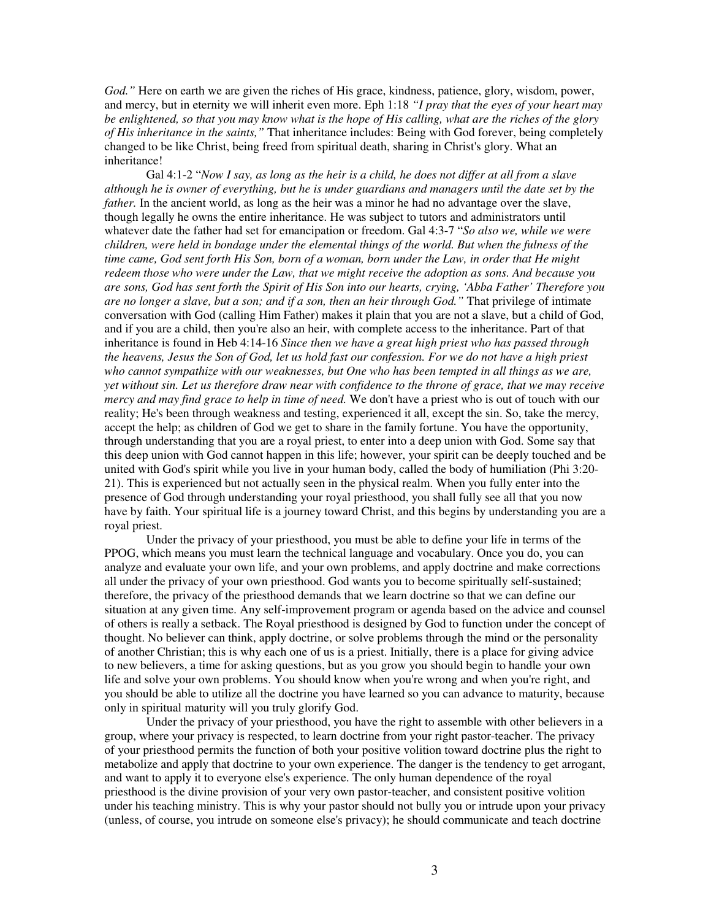*God."* Here on earth we are given the riches of His grace, kindness, patience, glory, wisdom, power, and mercy, but in eternity we will inherit even more. Eph 1:18 *"I pray that the eyes of your heart may be enlightened, so that you may know what is the hope of His calling, what are the riches of the glory of His inheritance in the saints,"* That inheritance includes: Being with God forever, being completely changed to be like Christ, being freed from spiritual death, sharing in Christ's glory. What an inheritance!

Gal 4:1-2 "*Now I say, as long as the heir is a child, he does not differ at all from a slave although he is owner of everything, but he is under guardians and managers until the date set by the father.* In the ancient world, as long as the heir was a minor he had no advantage over the slave, though legally he owns the entire inheritance. He was subject to tutors and administrators until whatever date the father had set for emancipation or freedom. Gal 4:3-7 "*So also we, while we were children, were held in bondage under the elemental things of the world. But when the fulness of the time came, God sent forth His Son, born of a woman, born under the Law, in order that He might redeem those who were under the Law, that we might receive the adoption as sons. And because you are sons, God has sent forth the Spirit of His Son into our hearts, crying, 'Abba Father' Therefore you are no longer a slave, but a son; and if a son, then an heir through God."* That privilege of intimate conversation with God (calling Him Father) makes it plain that you are not a slave, but a child of God, and if you are a child, then you're also an heir, with complete access to the inheritance. Part of that inheritance is found in Heb 4:14-16 *Since then we have a great high priest who has passed through the heavens, Jesus the Son of God, let us hold fast our confession. For we do not have a high priest who cannot sympathize with our weaknesses, but One who has been tempted in all things as we are, yet without sin. Let us therefore draw near with confidence to the throne of grace, that we may receive mercy and may find grace to help in time of need.* We don't have a priest who is out of touch with our reality; He's been through weakness and testing, experienced it all, except the sin. So, take the mercy, accept the help; as children of God we get to share in the family fortune. You have the opportunity, through understanding that you are a royal priest, to enter into a deep union with God. Some say that this deep union with God cannot happen in this life; however, your spirit can be deeply touched and be united with God's spirit while you live in your human body, called the body of humiliation (Phi 3:20-21). This is experienced but not actually seen in the physical realm. When you fully enter into the presence of God through understanding your royal priesthood, you shall fully see all that you now have by faith. Your spiritual life is a journey toward Christ, and this begins by understanding you are a royal priest.

Under the privacy of your priesthood, you must be able to define your life in terms of the PPOG, which means you must learn the technical language and vocabulary. Once you do, you can analyze and evaluate your own life, and your own problems, and apply doctrine and make corrections all under the privacy of your own priesthood. God wants you to become spiritually self-sustained; therefore, the privacy of the priesthood demands that we learn doctrine so that we can define our situation at any given time. Any self-improvement program or agenda based on the advice and counsel of others is really a setback. The Royal priesthood is designed by God to function under the concept of thought. No believer can think, apply doctrine, or solve problems through the mind or the personality of another Christian; this is why each one of us is a priest. Initially, there is a place for giving advice to new believers, a time for asking questions, but as you grow you should begin to handle your own life and solve your own problems. You should know when you're wrong and when you're right, and you should be able to utilize all the doctrine you have learned so you can advance to maturity, because only in spiritual maturity will you truly glorify God.

Under the privacy of your priesthood, you have the right to assemble with other believers in a group, where your privacy is respected, to learn doctrine from your right pastor-teacher. The privacy of your priesthood permits the function of both your positive volition toward doctrine plus the right to metabolize and apply that doctrine to your own experience. The danger is the tendency to get arrogant, and want to apply it to everyone else's experience. The only human dependence of the royal priesthood is the divine provision of your very own pastor-teacher, and consistent positive volition under his teaching ministry. This is why your pastor should not bully you or intrude upon your privacy (unless, of course, you intrude on someone else's privacy); he should communicate and teach doctrine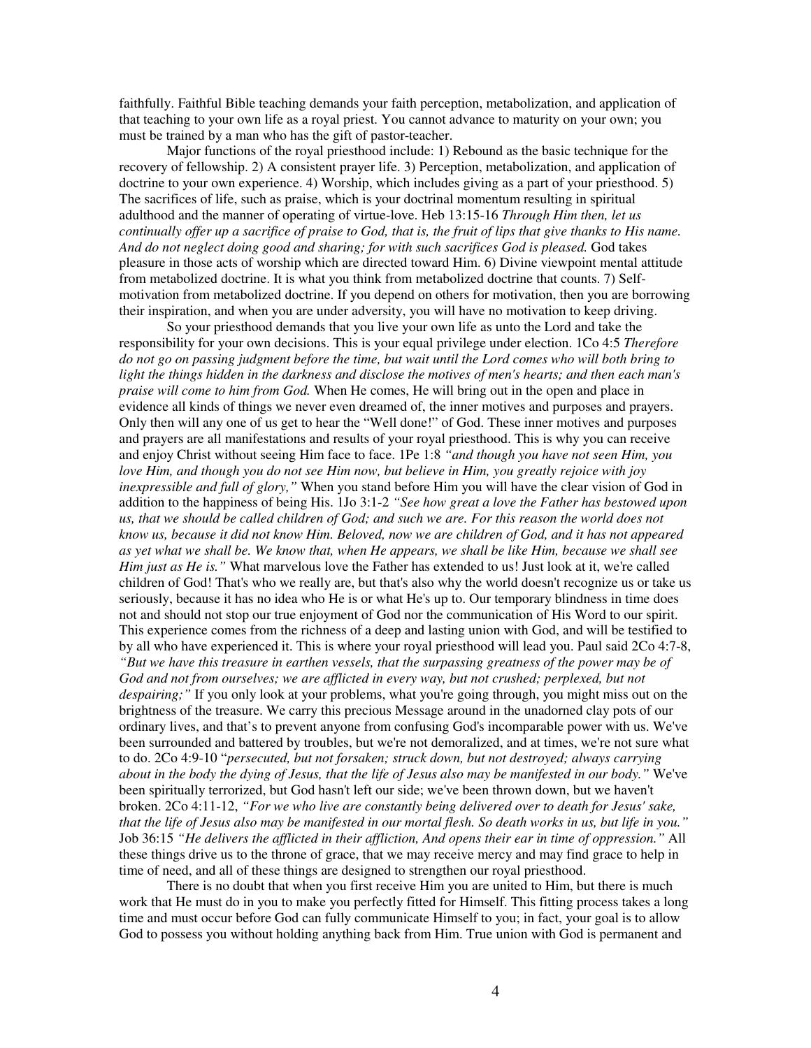faithfully. Faithful Bible teaching demands your faith perception, metabolization, and application of that teaching to your own life as a royal priest. You cannot advance to maturity on your own; you must be trained by a man who has the gift of pastor-teacher.

Major functions of the royal priesthood include: 1) Rebound as the basic technique for the recovery of fellowship. 2) A consistent prayer life. 3) Perception, metabolization, and application of doctrine to your own experience. 4) Worship, which includes giving as a part of your priesthood. 5) The sacrifices of life, such as praise, which is your doctrinal momentum resulting in spiritual adulthood and the manner of operating of virtue-love. Heb 13:15-16 *Through Him then, let us continually offer up a sacrifice of praise to God, that is, the fruit of lips that give thanks to His name. And do not neglect doing good and sharing; for with such sacrifices God is pleased.* God takes pleasure in those acts of worship which are directed toward Him. 6) Divine viewpoint mental attitude from metabolized doctrine. It is what you think from metabolized doctrine that counts. 7) Self-motivation from metabolized doctrine. If you depend on others for motivation, then you are borrowing their inspiration, and when you are under adversity, you will have no motivation to keep driving.

So your priesthood demands that you live your own life as unto the Lord and take the responsibility for your own decisions. This is your equal privilege under election. 1Co 4:5 *Therefore do not go on passing judgment before the time, but wait until the Lord comes who will both bring to light the things hidden in the darkness and disclose the motives of men's hearts; and then each man's praise will come to him from God.* When He comes, He will bring out in the open and place in evidence all kinds of things we never even dreamed of, the inner motives and purposes and prayers. Only then will any one of us get to hear the "Well done!" of God. These inner motives and purposes and prayers are all manifestations and results of your royal priesthood. This is why you can receive and enjoy Christ without seeing Him face to face. 1Pe 1:8 *"and though you have not seen Him, you love Him, and though you do not see Him now, but believe in Him, you greatly rejoice with joy inexpressible and full of glory,"* When you stand before Him you will have the clear vision of God in addition to the happiness of being His. 1Jo 3:1-2 *"See how great a love the Father has bestowed upon us, that we should be called children of God; and such we are. For this reason the world does not know us, because it did not know Him. Beloved, now we are children of God, and it has not appeared as yet what we shall be. We know that, when He appears, we shall be like Him, because we shall see Him just as He is."* What marvelous love the Father has extended to us! Just look at it, we're called children of God! That's who we really are, but that's also why the world doesn't recognize us or take us seriously, because it has no idea who He is or what He's up to. Our temporary blindness in time does not and should not stop our true enjoyment of God nor the communication of His Word to our spirit. This experience comes from the richness of a deep and lasting union with God, and will be testified to by all who have experienced it. This is where your royal priesthood will lead you. Paul said 2Co 4:7-8, *"But we have this treasure in earthen vessels, that the surpassing greatness of the power may be of God and not from ourselves; we are afflicted in every way, but not crushed; perplexed, but not despairing;"* If you only look at your problems, what you're going through, you might miss out on the brightness of the treasure. We carry this precious Message around in the unadorned clay pots of our ordinary lives, and that's to prevent anyone from confusing God's incomparable power with us. We've been surrounded and battered by troubles, but we're not demoralized, and at times, we're not sure what to do. 2Co 4:9-10 "*persecuted, but not forsaken; struck down, but not destroyed; always carrying about in the body the dying of Jesus, that the life of Jesus also may be manifested in our body."* We've been spiritually terrorized, but God hasn't left our side; we've been thrown down, but we haven't broken. 2Co 4:11-12, *"For we who live are constantly being delivered over to death for Jesus' sake, that the life of Jesus also may be manifested in our mortal flesh. So death works in us, but life in you."* Job 36:15 *"He delivers the afflicted in their affliction, And opens their ear in time of oppression."* All these things drive us to the throne of grace, that we may receive mercy and may find grace to help in time of need, and all of these things are designed to strengthen our royal priesthood.

There is no doubt that when you first receive Him you are united to Him, but there is much work that He must do in you to make you perfectly fitted for Himself. This fitting process takes a long time and must occur before God can fully communicate Himself to you; in fact, your goal is to allow God to possess you without holding anything back from Him. True union with God is permanent and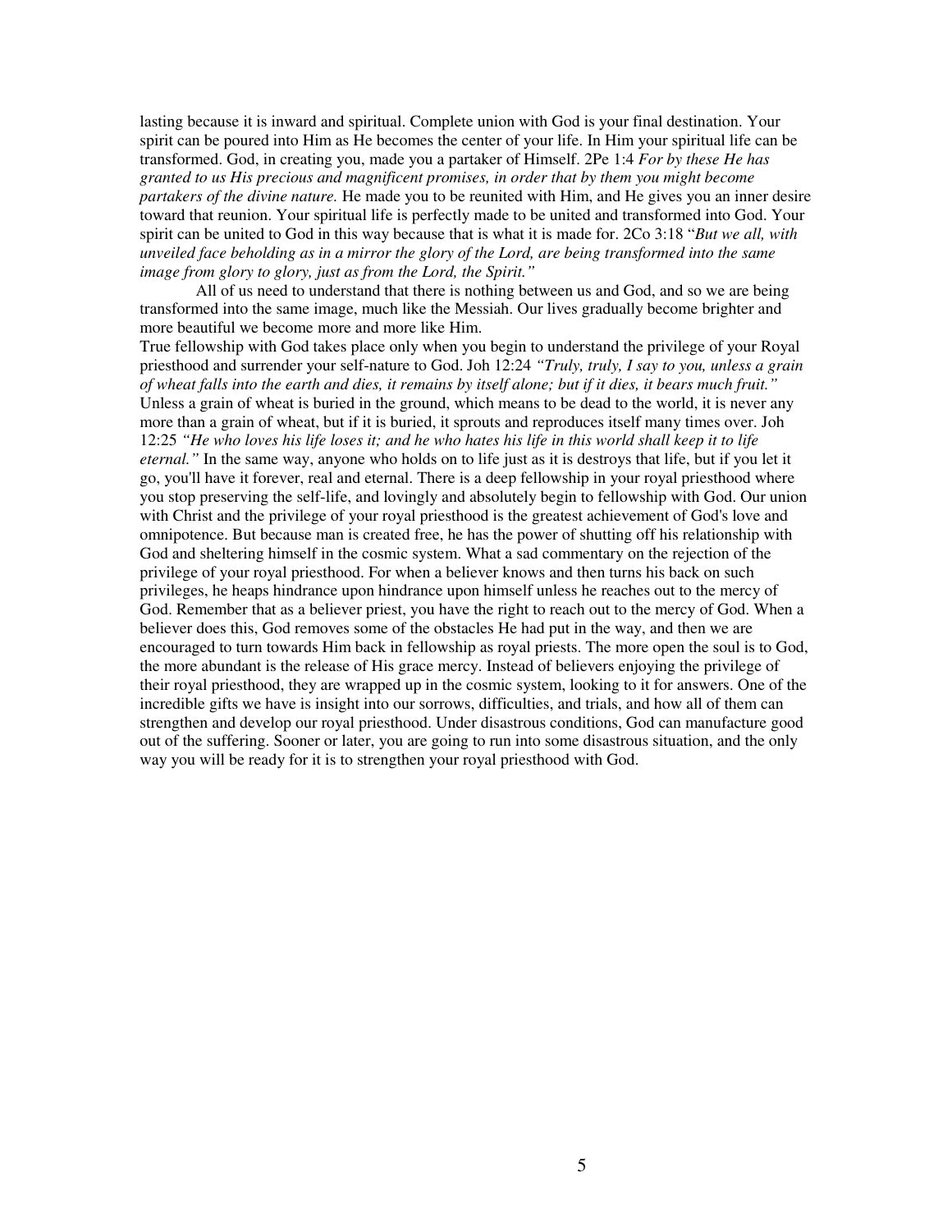lasting because it is inward and spiritual. Complete union with God is your final destination. Your spirit can be poured into Him as He becomes the center of your life. In Him your spiritual life can be transformed. God, in creating you, made you a partaker of Himself. 2Pe 1:4 *For by these He has granted to us His precious and magnificent promises, in order that by them you might become partakers of the divine nature.* He made you to be reunited with Him, and He gives you an inner desire toward that reunion. Your spiritual life is perfectly made to be united and transformed into God. Your spirit can be united to God in this way because that is what it is made for. 2Co 3:18 "*But we all, with unveiled face beholding as in a mirror the glory of the Lord, are being transformed into the same image from glory to glory, just as from the Lord, the Spirit."*

All of us need to understand that there is nothing between us and God, and so we are being transformed into the same image, much like the Messiah. Our lives gradually become brighter and more beautiful we become more and more like Him.

True fellowship with God takes place only when you begin to understand the privilege of your Royal priesthood and surrender your self-nature to God. Joh 12:24 *"Truly, truly, I say to you, unless a grain of wheat falls into the earth and dies, it remains by itself alone; but if it dies, it bears much fruit."* Unless a grain of wheat is buried in the ground, which means to be dead to the world, it is never any more than a grain of wheat, but if it is buried, it sprouts and reproduces itself many times over. Joh 12:25 *"He who loves his life loses it; and he who hates his life in this world shall keep it to life eternal."* In the same way, anyone who holds on to life just as it is destroys that life, but if you let it go, you'll have it forever, real and eternal. There is a deep fellowship in your royal priesthood where you stop preserving the self-life, and lovingly and absolutely begin to fellowship with God. Our union with Christ and the privilege of your royal priesthood is the greatest achievement of God's love and omnipotence. But because man is created free, he has the power of shutting off his relationship with God and sheltering himself in the cosmic system. What a sad commentary on the rejection of the privilege of your royal priesthood. For when a believer knows and then turns his back on such privileges, he heaps hindrance upon hindrance upon himself unless he reaches out to the mercy of God. Remember that as a believer priest, you have the right to reach out to the mercy of God. When a believer does this, God removes some of the obstacles He had put in the way, and then we are encouraged to turn towards Him back in fellowship as royal priests. The more open the soul is to God, the more abundant is the release of His grace mercy. Instead of believers enjoying the privilege of their royal priesthood, they are wrapped up in the cosmic system, looking to it for answers. One of the incredible gifts we have is insight into our sorrows, difficulties, and trials, and how all of them can strengthen and develop our royal priesthood. Under disastrous conditions, God can manufacture good out of the suffering. Sooner or later, you are going to run into some disastrous situation, and the only way you will be ready for it is to strengthen your royal priesthood with God.